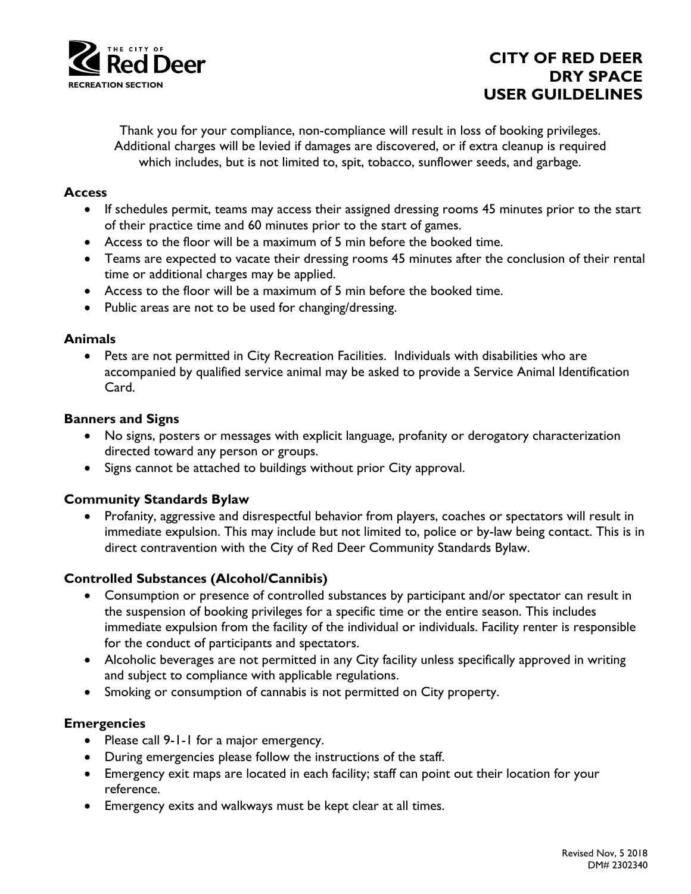THE CITY OF Red Deer

RECREATION SECTION

# CITY OF RED DEER DRY SPACE USER GUILDELINES

Thank you for your compliance, non-compliance will result in loss of booking privileges. Additional charges will be levied if damages are discovered, or if extra cleanup is required which includes, but is not limited to, spit, tobacco, sunflower seeds, and garbage.

### Access

- If schedules permit, teams may access their assigned dressing rooms 45 minutes prior to the start of their practice time and 60 minutes prior to the start of games.
- Access to the floor will be a maximum of 5 min before the booked time.
- Teams are expected to vacate their dressing rooms 45 minutes after the conclusion of their rental time or additional charges may be applied.
- Access to the floor will be a maximum of 5 min before the booked time.
- Public areas are not to be used for changing/dressing.

### Animals

- Pets are not permitted in City Recreation Facilities. Individuals with disabilities who are accompanied by qualified service animal may be asked to provide a Service Animal Identification Card.

### Banners and Signs

- No signs, posters or messages with explicit language, profanity or derogatory characterization directed toward any person or groups.
- Signs cannot be attached to buildings without prior City approval.

### Community Standards Bylaw

- Profanity, aggressive and disrespectful behavior from players, coaches or spectators will result in immediate expulsion. This may include but not limited to, police or by-law being contact. This is in direct contravention with the City of Red Deer Community Standards Bylaw.

### Controlled Substances (Alcohol/Cannibis)

- Consumption or presence of controlled substances by participant and/or spectator can result in the suspension of booking privileges for a specific time or the entire season. This includes immediate expulsion from the facility of the individual or individuals. Facility renter is responsible for the conduct of participants and spectators.
- Alcoholic beverages are not permitted in any City facility unless specifically approved in writing and subject to compliance with applicable regulations.
- Smoking or consumption of cannabis is not permitted on City property.

### Emergencies

- Please call 9-1-1 for a major emergency.
- During emergencies please follow the instructions of the staff.
- Emergency exit maps are located in each facility; staff can point out their location for your reference.
- Emergency exits and walkways must be kept clear at all times.

Revised Nov, 5 2018
DM# 2302340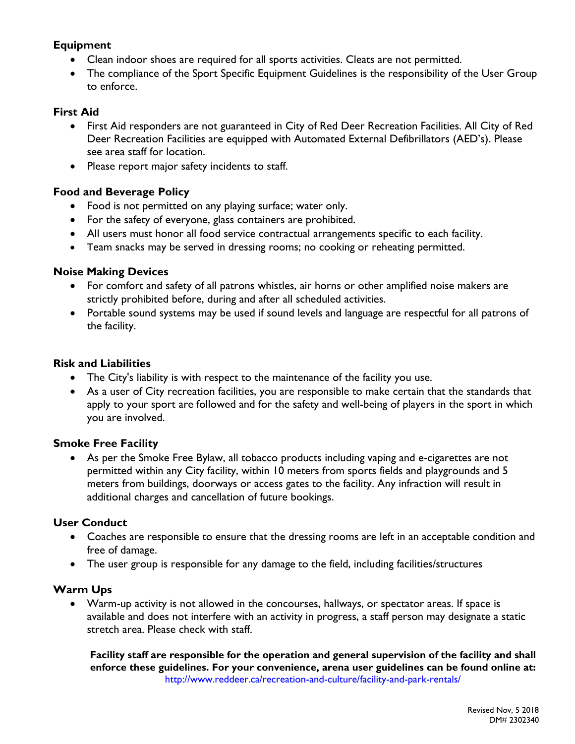**Equipment**

- Clean indoor shoes are required for all sports activities. Cleats are not permitted.
- The compliance of the Sport Specific Equipment Guidelines is the responsibility of the User Group to enforce.

**First Aid**

- First Aid responders are not guaranteed in City of Red Deer Recreation Facilities. All City of Red Deer Recreation Facilities are equipped with Automated External Defibrillators (AED's). Please see area staff for location.
- Please report major safety incidents to staff.

**Food and Beverage Policy**

- Food is not permitted on any playing surface; water only.
- For the safety of everyone, glass containers are prohibited.
- All users must honor all food service contractual arrangements specific to each facility.
- Team snacks may be served in dressing rooms; no cooking or reheating permitted.

**Noise Making Devices**

- For comfort and safety of all patrons whistles, air horns or other amplified noise makers are strictly prohibited before, during and after all scheduled activities.
- Portable sound systems may be used if sound levels and language are respectful for all patrons of the facility.

**Risk and Liabilities**

- The City's liability is with respect to the maintenance of the facility you use.
- As a user of City recreation facilities, you are responsible to make certain that the standards that apply to your sport are followed and for the safety and well-being of players in the sport in which you are involved.

**Smoke Free Facility**

- As per the Smoke Free Bylaw, all tobacco products including vaping and e-cigarettes are not permitted within any City facility, within 10 meters from sports fields and playgrounds and 5 meters from buildings, doorways or access gates to the facility. Any infraction will result in additional charges and cancellation of future bookings.

**User Conduct**

- Coaches are responsible to ensure that the dressing rooms are left in an acceptable condition and free of damage.
- The user group is responsible for any damage to the field, including facilities/structures

**Warm Ups**

- Warm-up activity is not allowed in the concourses, hallways, or spectator areas. If space is available and does not interfere with an activity in progress, a staff person may designate a static stretch area. Please check with staff.

**Facility staff are responsible for the operation and general supervision of the facility and shall enforce these guidelines. For your convenience, arena user guidelines can be found online at:**
http://www.reddeer.ca/recreation-and-culture/facility-and-park-rentals/

Revised Nov, 5 2018
DM# 2302340